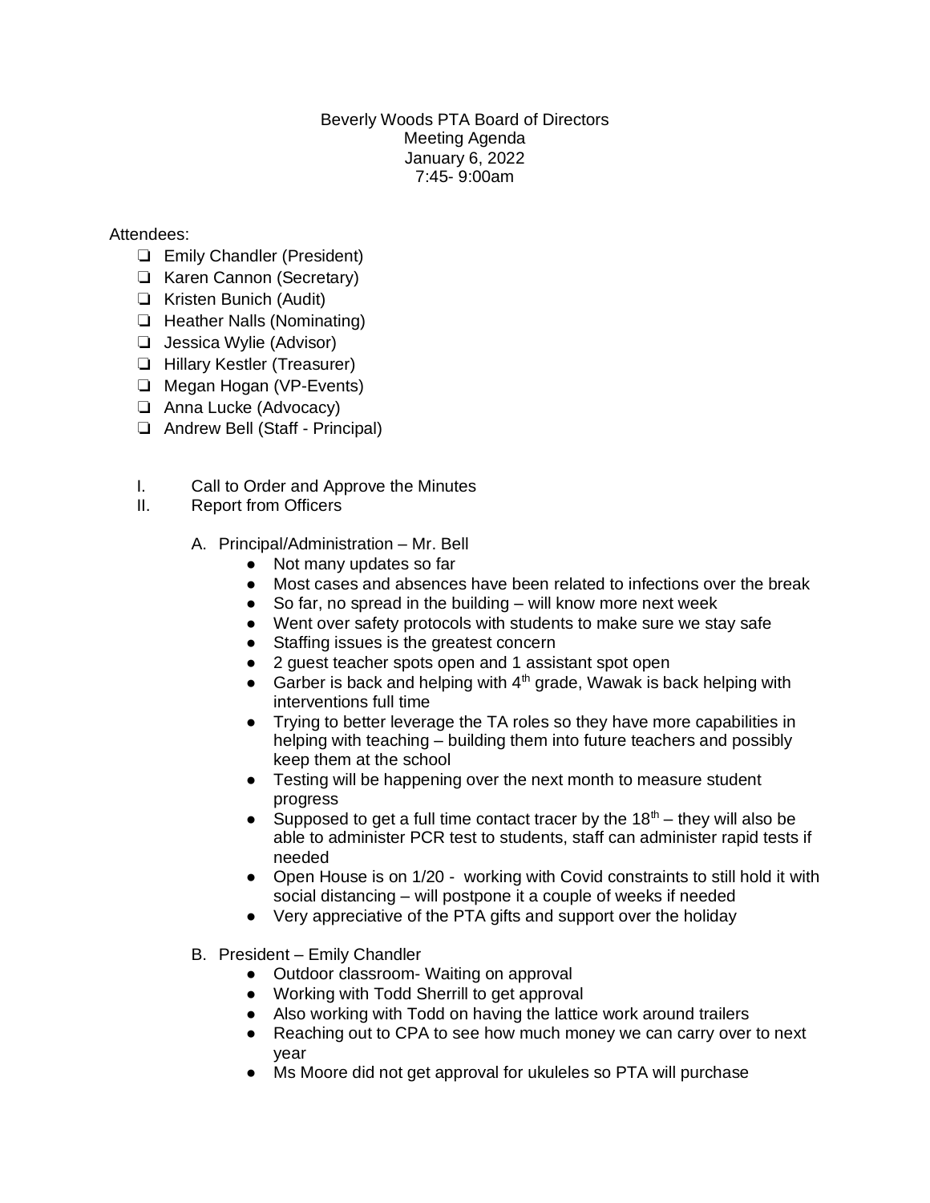Beverly Woods PTA Board of Directors
Meeting Agenda
January 6, 2022
7:45- 9:00am

Attendees:

- ❑ Emily Chandler (President)
- ❑ Karen Cannon (Secretary)
- ❑ Kristen Bunich (Audit)
- ❑ Heather Nalls (Nominating)
- ❑ Jessica Wylie (Advisor)
- ❑ Hillary Kestler (Treasurer)
- ❑ Megan Hogan (VP-Events)
- ❑ Anna Lucke (Advocacy)
- ❑ Andrew Bell (Staff - Principal)

I. Call to Order and Approve the Minutes

II. Report from Officers

A. Principal/Administration – Mr. Bell
- Not many updates so far
- Most cases and absences have been related to infections over the break
- So far, no spread in the building – will know more next week
- Went over safety protocols with students to make sure we stay safe
- Staffing issues is the greatest concern
- 2 guest teacher spots open and 1 assistant spot open
- Garber is back and helping with 4th grade, Wawak is back helping with interventions full time
- Trying to better leverage the TA roles so they have more capabilities in helping with teaching – building them into future teachers and possibly keep them at the school
- Testing will be happening over the next month to measure student progress
- Supposed to get a full time contact tracer by the 18th – they will also be able to administer PCR test to students, staff can administer rapid tests if needed
- Open House is on 1/20 - working with Covid constraints to still hold it with social distancing – will postpone it a couple of weeks if needed
- Very appreciative of the PTA gifts and support over the holiday

B. President – Emily Chandler
- Outdoor classroom- Waiting on approval
- Working with Todd Sherrill to get approval
- Also working with Todd on having the lattice work around trailers
- Reaching out to CPA to see how much money we can carry over to next year
- Ms Moore did not get approval for ukuleles so PTA will purchase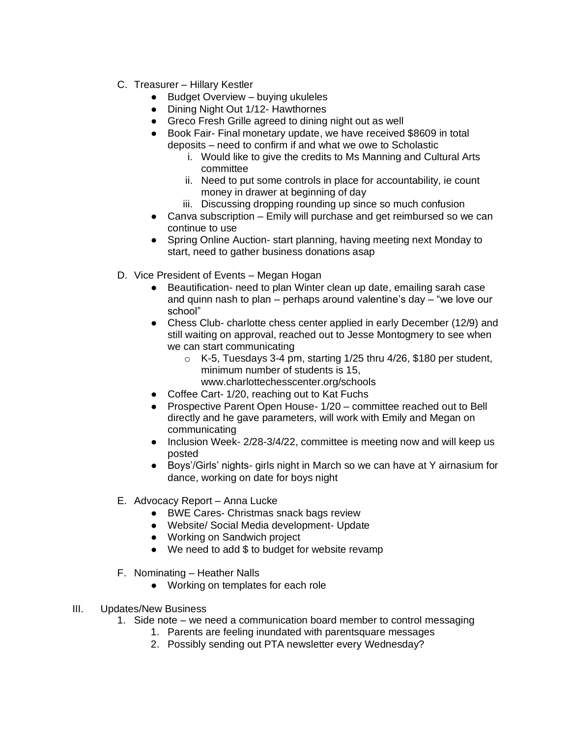C. Treasurer – Hillary Kestler
   - Budget Overview – buying ukuleles
   - Dining Night Out 1/12- Hawthornes
   - Greco Fresh Grille agreed to dining night out as well
   - Book Fair- Final monetary update, we have received $8609 in total deposits – need to confirm if and what we owe to Scholastic
     i. Would like to give the credits to Ms Manning and Cultural Arts committee
     ii. Need to put some controls in place for accountability, ie count money in drawer at beginning of day
     iii. Discussing dropping rounding up since so much confusion
   - Canva subscription – Emily will purchase and get reimbursed so we can continue to use
   - Spring Online Auction- start planning, having meeting next Monday to start, need to gather business donations asap

D. Vice President of Events – Megan Hogan
   - Beautification- need to plan Winter clean up date, emailing sarah case and quinn nash to plan – perhaps around valentine's day – "we love our school"
   - Chess Club- charlotte chess center applied in early December (12/9) and still waiting on approval, reached out to Jesse Montogmery to see when we can start communicating
     - K-5, Tuesdays 3-4 pm, starting 1/25 thru 4/26, $180 per student, minimum number of students is 15, www.charlottechesscenter.org/schools
   - Coffee Cart- 1/20, reaching out to Kat Fuchs
   - Prospective Parent Open House- 1/20 – committee reached out to Bell directly and he gave parameters, will work with Emily and Megan on communicating
   - Inclusion Week- 2/28-3/4/22, committee is meeting now and will keep us posted
   - Boys'/Girls' nights- girls night in March so we can have at Y airnasium for dance, working on date for boys night

E. Advocacy Report – Anna Lucke
   - BWE Cares- Christmas snack bags review
   - Website/ Social Media development- Update
   - Working on Sandwich project
   - We need to add $ to budget for website revamp

F. Nominating – Heather Nalls
   - Working on templates for each role

III. Updates/New Business
   1. Side note – we need a communication board member to control messaging
      1. Parents are feeling inundated with parentsquare messages
      2. Possibly sending out PTA newsletter every Wednesday?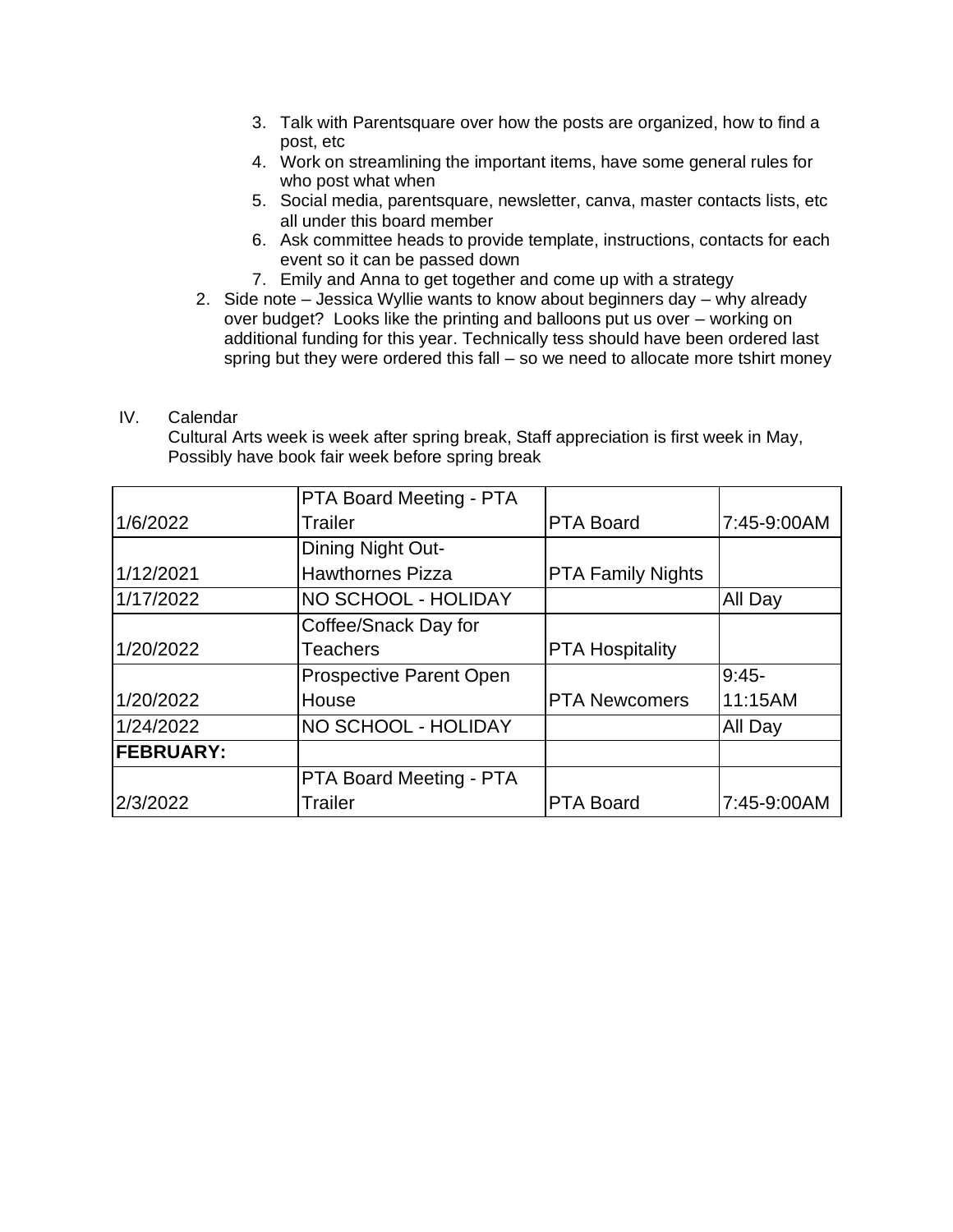3. Talk with Parentsquare over how the posts are organized, how to find a post, etc
4. Work on streamlining the important items, have some general rules for who post what when
5. Social media, parentsquare, newsletter, canva, master contacts lists, etc all under this board member
6. Ask committee heads to provide template, instructions, contacts for each event so it can be passed down
7. Emily and Anna to get together and come up with a strategy

2. Side note – Jessica Wyllie wants to know about beginners day – why already over budget? Looks like the printing and balloons put us over – working on additional funding for this year. Technically tess should have been ordered last spring but they were ordered this fall – so we need to allocate more tshirt money

IV. Calendar

Cultural Arts week is week after spring break, Staff appreciation is first week in May, Possibly have book fair week before spring break

| | | | |
|---|---|---|---|
| 1/6/2022 | PTA Board Meeting - PTA Trailer | PTA Board | 7:45-9:00AM |
| 1/12/2021 | Dining Night Out-Hawthornes Pizza | PTA Family Nights | |
| 1/17/2022 | NO SCHOOL - HOLIDAY | | All Day |
| 1/20/2022 | Coffee/Snack Day for Teachers | PTA Hospitality | |
| 1/20/2022 | Prospective Parent Open House | PTA Newcomers | 9:45-11:15AM |
| 1/24/2022 | NO SCHOOL - HOLIDAY | | All Day |
| **FEBRUARY:** | | | |
| 2/3/2022 | PTA Board Meeting - PTA Trailer | PTA Board | 7:45-9:00AM |